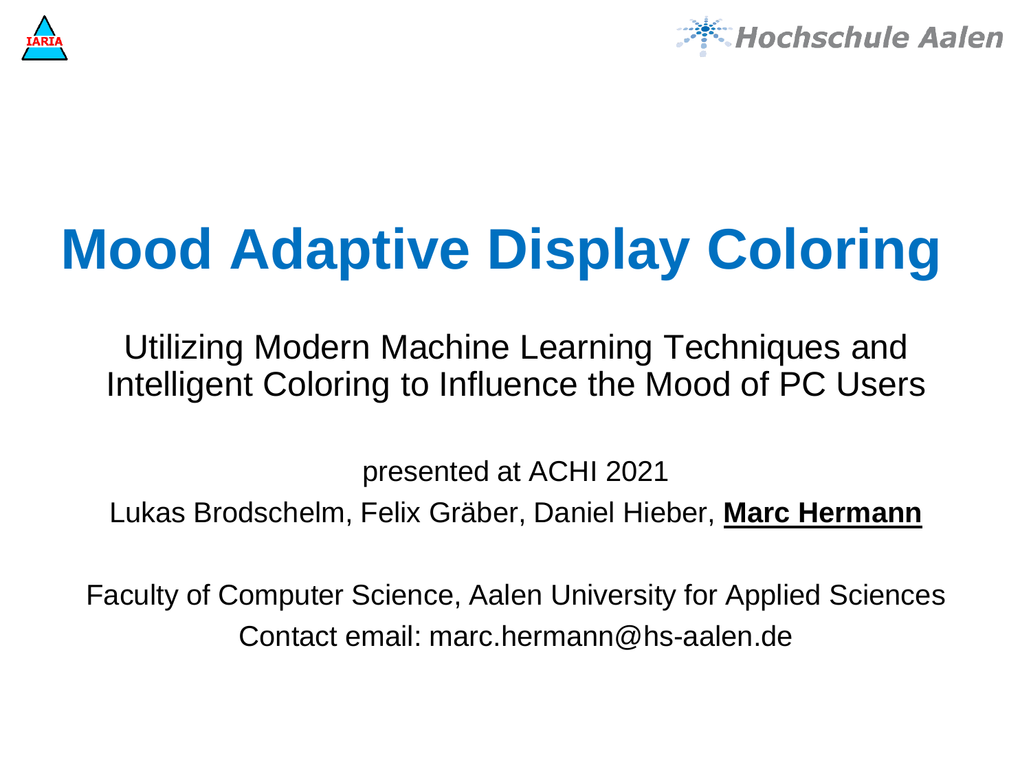# Mood Adaptive Display Coloring

Utilizing Modern Machine Learning Techniques and Intelligent Coloring to Influence the Mood of PC Users

presented at ACHI 2021

Lukas Brodschelm, Felix Gräber, Daniel Hieber, **Marc Hermann**

Faculty of Computer Science, Aalen University for Applied Sciences

Contact email: marc.hermann@hs-aalen.de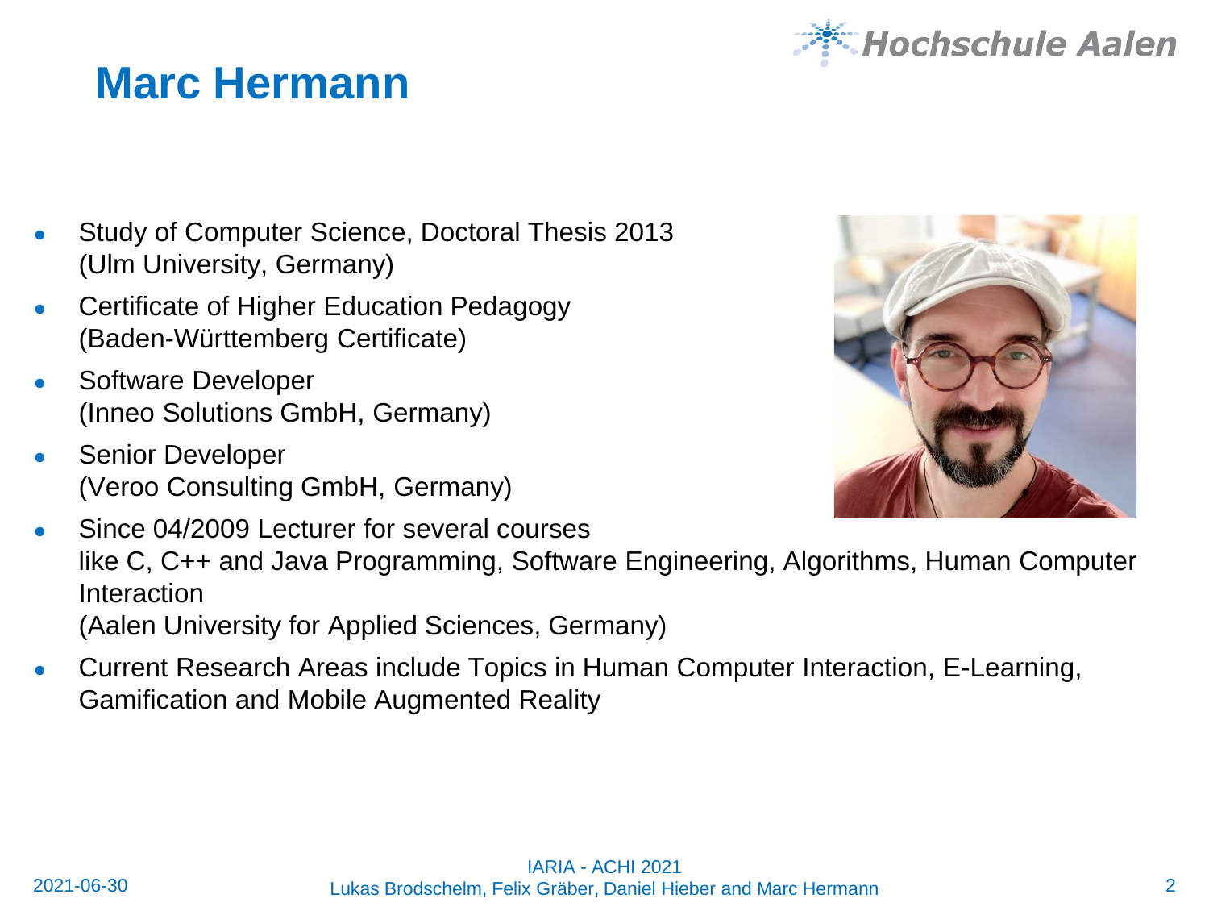# Marc Hermann

- Study of Computer Science, Doctoral Thesis 2013 (Ulm University, Germany)
- Certificate of Higher Education Pedagogy (Baden-Württemberg Certificate)
- Software Developer (Inneo Solutions GmbH, Germany)
- Senior Developer (Veroo Consulting GmbH, Germany)
- Since 04/2009 Lecturer for several courses like C, C++ and Java Programming, Software Engineering, Algorithms, Human Computer Interaction (Aalen University for Applied Sciences, Germany)
- Current Research Areas include Topics in Human Computer Interaction, E-Learning, Gamification and Mobile Augmented Reality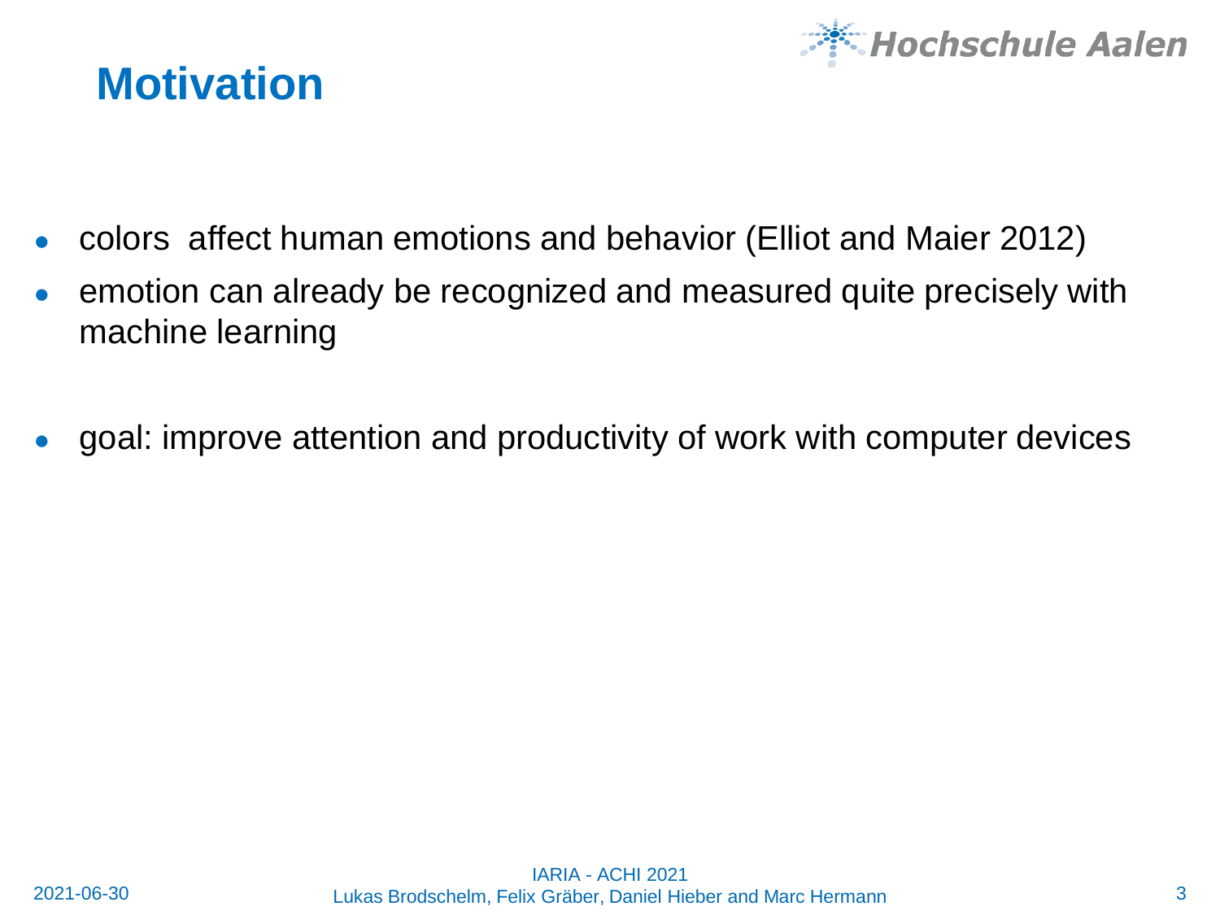# Motivation

- colors affect human emotions and behavior (Elliot and Maier 2012)
- emotion can already be recognized and measured quite precisely with machine learning

- goal: improve attention and productivity of work with computer devices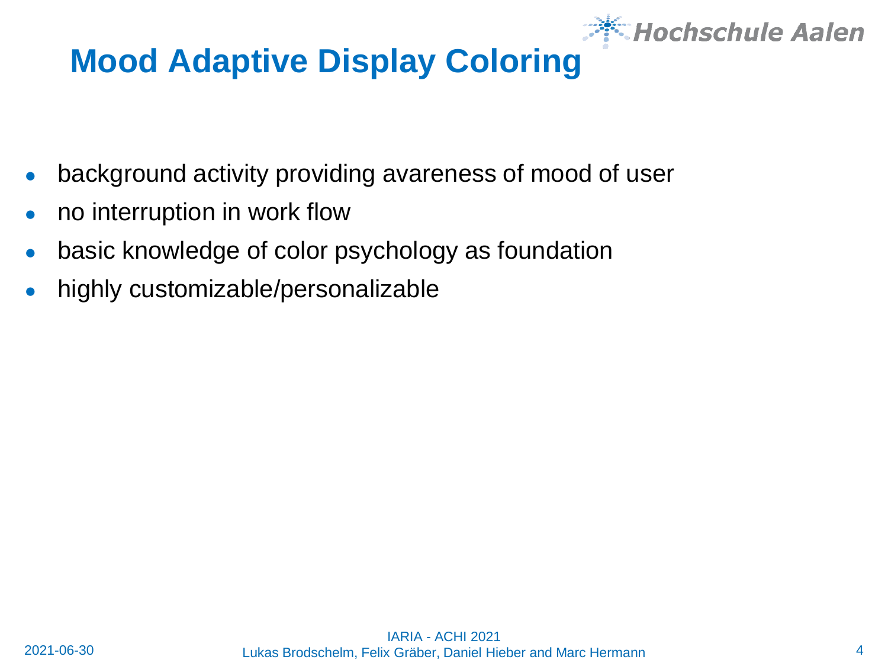# Mood Adaptive Display Coloring

- background activity providing avareness of mood of user
- no interruption in work flow
- basic knowledge of color psychology as foundation
- highly customizable/personalizable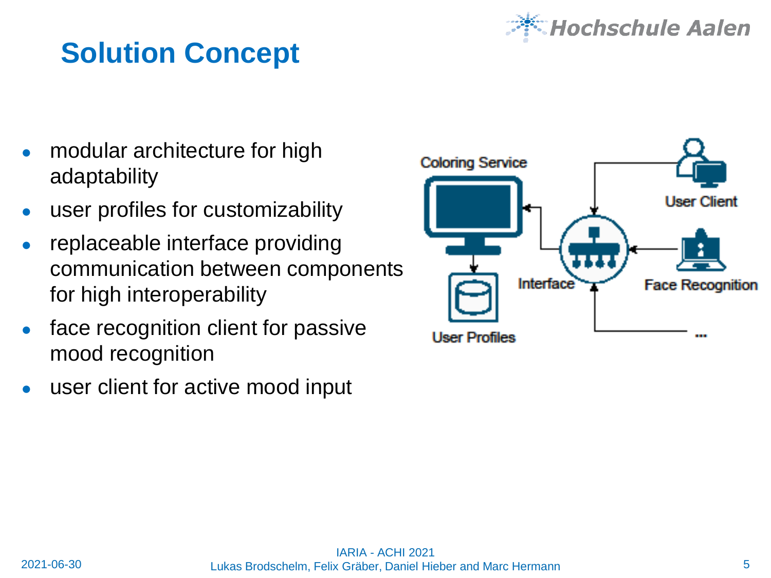# Solution Concept

- modular architecture for high adaptability
- user profiles for customizability
- replaceable interface providing communication between components for high interoperability
- face recognition client for passive mood recognition
- user client for active mood input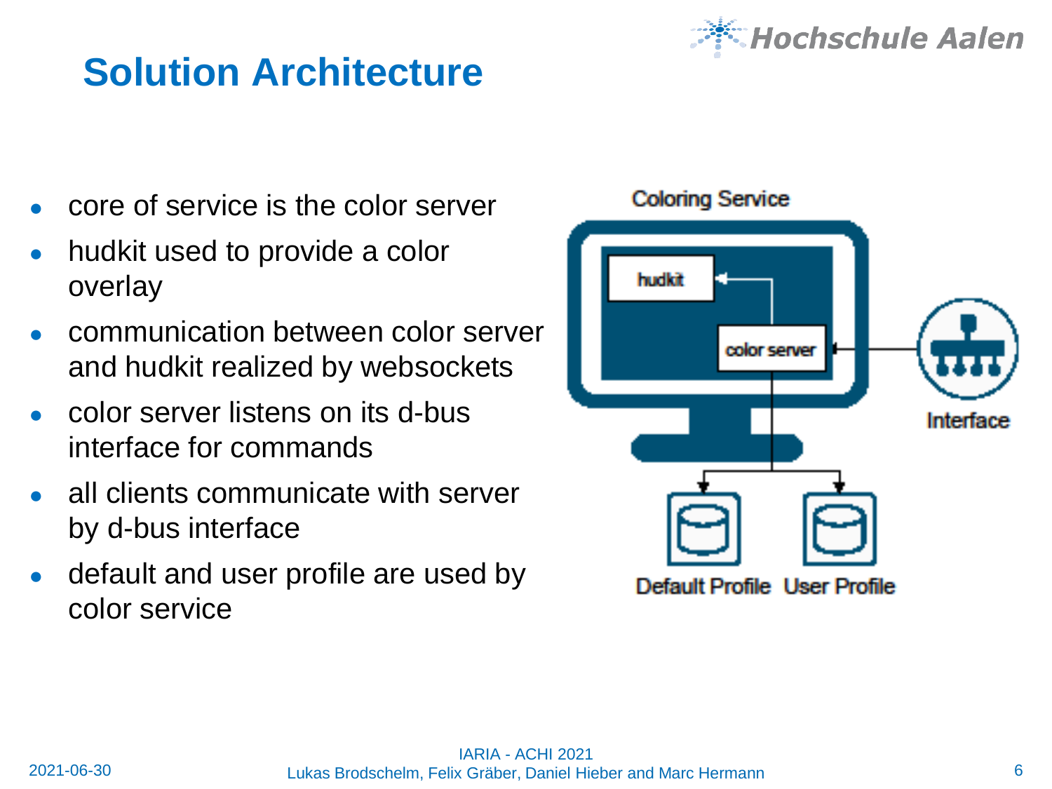# Solution Architecture

- core of service is the color server
- hudkit used to provide a color overlay
- communication between color server and hudkit realized by websockets
- color server listens on its d-bus interface for commands
- all clients communicate with server by d-bus interface
- default and user profile are used by color service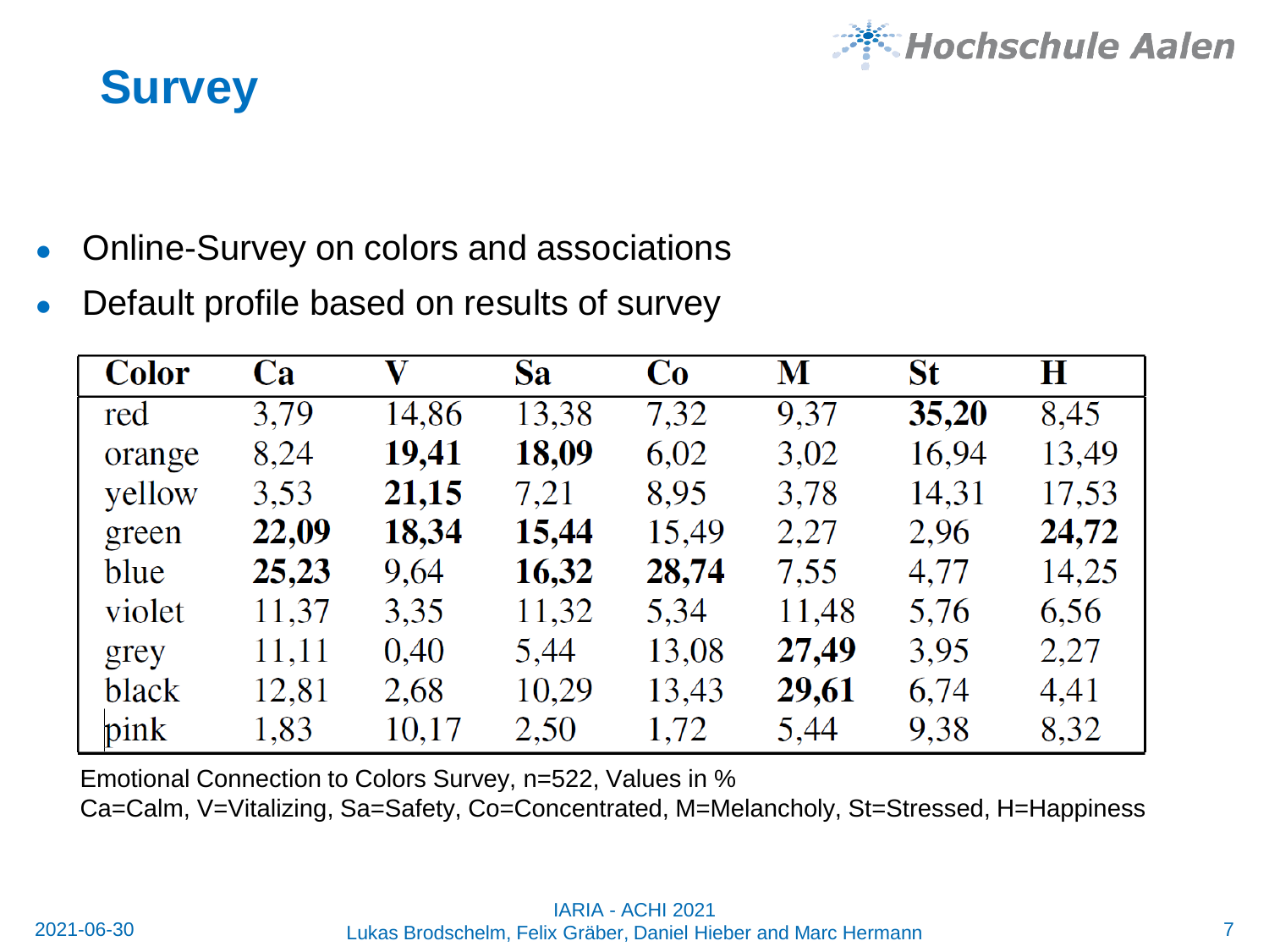# Survey

- Online-Survey on colors and associations
- Default profile based on results of survey

| Color | Ca | V | Sa | Co | M | St | H |
|---|---|---|---|---|---|---|---|
| red | 3,79 | 14,86 | 13,38 | 7,32 | 9,37 | **35,20** | 8,45 |
| orange | 8,24 | **19,41** | **18,09** | 6,02 | 3,02 | 16,94 | 13,49 |
| yellow | 3,53 | **21,15** | 7,21 | 8,95 | 3,78 | 14,31 | 17,53 |
| green | **22,09** | **18,34** | **15,44** | 15,49 | 2,27 | 2,96 | **24,72** |
| blue | **25,23** | 9,64 | **16,32** | **28,74** | 7,55 | 4,77 | 14,25 |
| violet | 11,37 | 3,35 | 11,32 | 5,34 | 11,48 | 5,76 | 6,56 |
| grey | 11,11 | 0,40 | 5,44 | 13,08 | **27,49** | 3,95 | 2,27 |
| black | 12,81 | 2,68 | 10,29 | 13,43 | **29,61** | 6,74 | 4,41 |
| pink | 1,83 | 10,17 | 2,50 | 1,72 | 5,44 | 9,38 | 8,32 |

Emotional Connection to Colors Survey, n=522, Values in %
Ca=Calm, V=Vitalizing, Sa=Safety, Co=Concentrated, M=Melancholy, St=Stressed, H=Happiness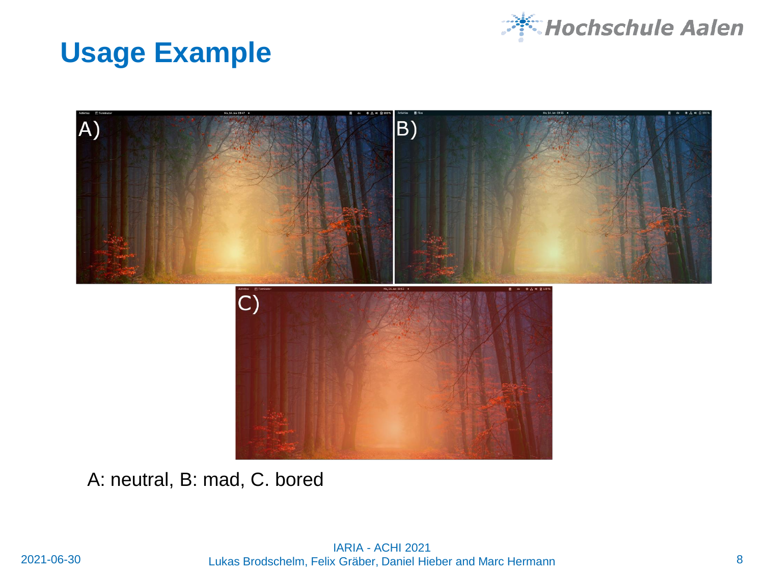# Usage Example

A: neutral, B: mad, C. bored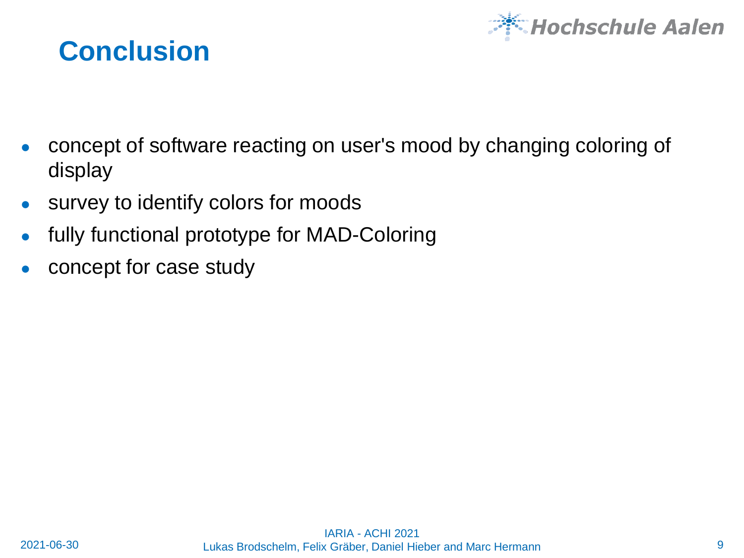# Conclusion

- concept of software reacting on user's mood by changing coloring of display
- survey to identify colors for moods
- fully functional prototype for MAD-Coloring
- concept for case study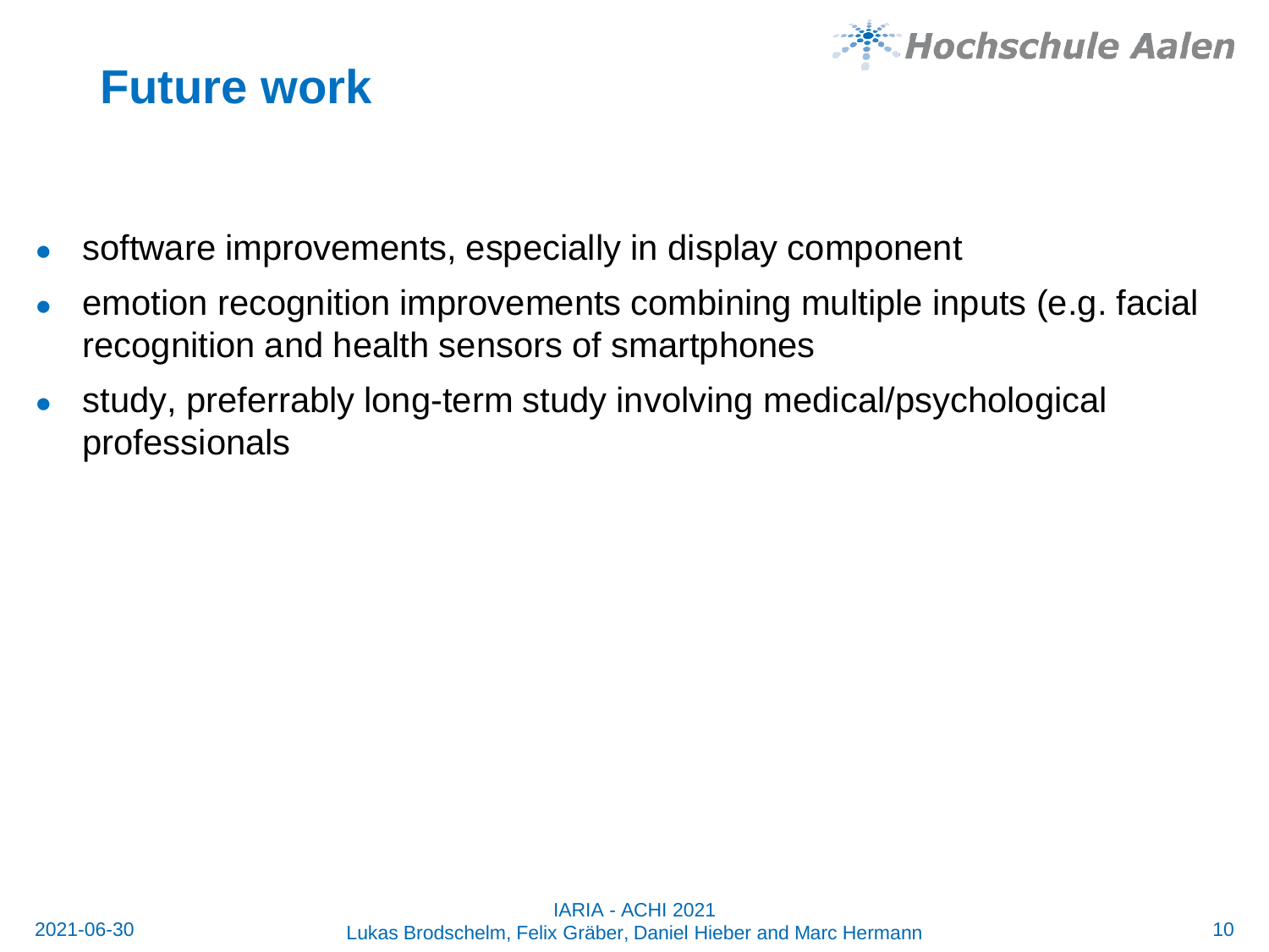# Future work

- software improvements, especially in display component
- emotion recognition improvements combining multiple inputs (e.g. facial recognition and health sensors of smartphones
- study, preferrably long-term study involving medical/psychological professionals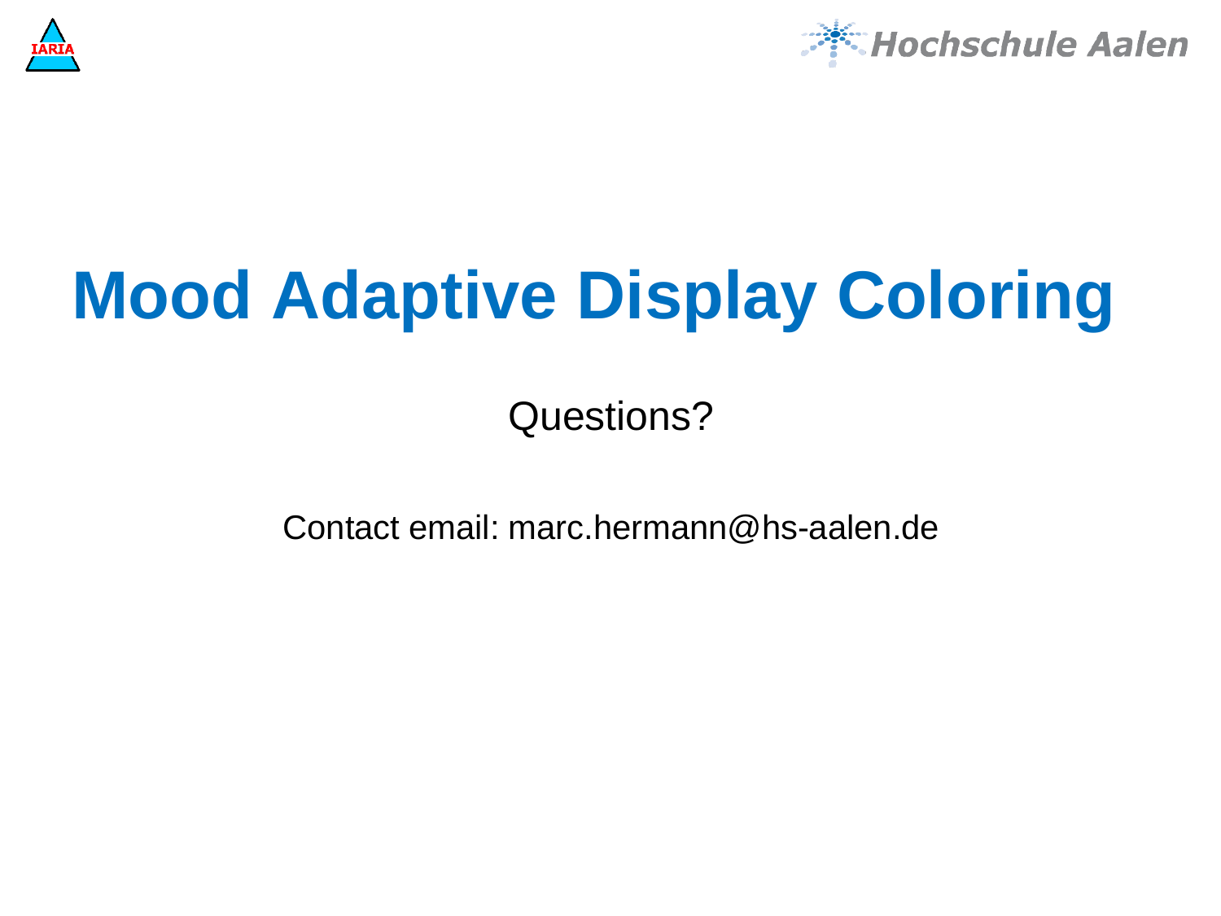# Mood Adaptive Display Coloring

Questions?

Contact email: marc.hermann@hs-aalen.de